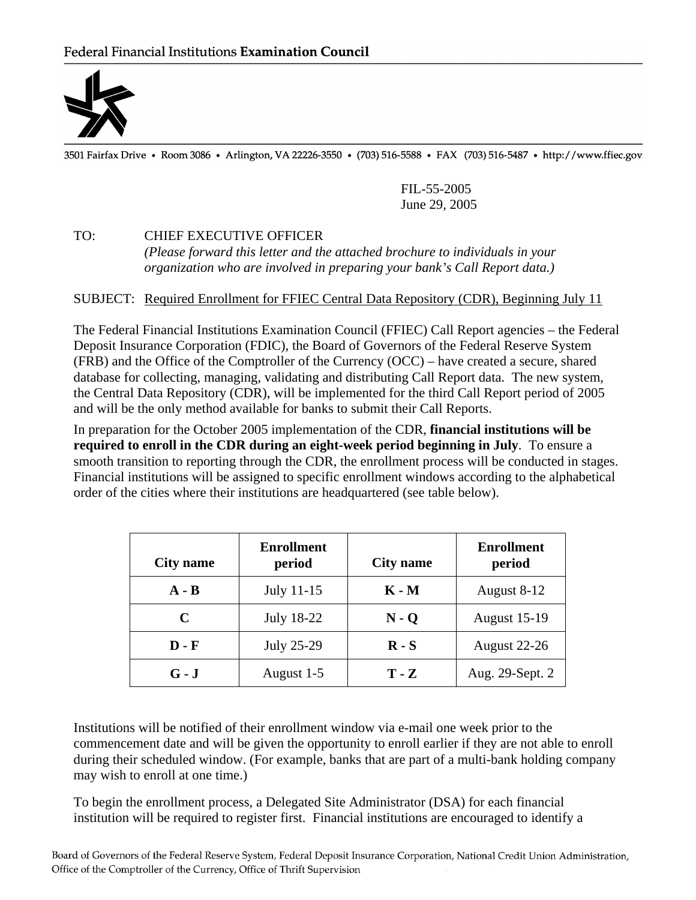Federal Financial Institutions **Examination Council**

3501 Fairfax Drive • Room 3086 • Arlington, VA 22226-3550 • (703) 516-5588 • FAX (703) 516-5487 • http://www.ffiec.gov

FIL-55-2005
June 29, 2005

TO: CHIEF EXECUTIVE OFFICER
*(Please forward this letter and the attached brochure to individuals in your organization who are involved in preparing your bank's Call Report data.)*

SUBJECT: Required Enrollment for FFIEC Central Data Repository (CDR), Beginning July 11

The Federal Financial Institutions Examination Council (FFIEC) Call Report agencies – the Federal Deposit Insurance Corporation (FDIC), the Board of Governors of the Federal Reserve System (FRB) and the Office of the Comptroller of the Currency (OCC) – have created a secure, shared database for collecting, managing, validating and distributing Call Report data. The new system, the Central Data Repository (CDR), will be implemented for the third Call Report period of 2005 and will be the only method available for banks to submit their Call Reports.

In preparation for the October 2005 implementation of the CDR, **financial institutions will be required to enroll in the CDR during an eight-week period beginning in July**. To ensure a smooth transition to reporting through the CDR, the enrollment process will be conducted in stages. Financial institutions will be assigned to specific enrollment windows according to the alphabetical order of the cities where their institutions are headquartered (see table below).

| City name | Enrollment period | City name | Enrollment period |
|---|---|---|---|
| **A - B** | July 11-15 | **K - M** | August 8-12 |
| **C** | July 18-22 | **N - Q** | August 15-19 |
| **D - F** | July 25-29 | **R - S** | August 22-26 |
| **G - J** | August 1-5 | **T - Z** | Aug. 29-Sept. 2 |

Institutions will be notified of their enrollment window via e-mail one week prior to the commencement date and will be given the opportunity to enroll earlier if they are not able to enroll during their scheduled window. (For example, banks that are part of a multi-bank holding company may wish to enroll at one time.)

To begin the enrollment process, a Delegated Site Administrator (DSA) for each financial institution will be required to register first. Financial institutions are encouraged to identify a

Board of Governors of the Federal Reserve System, Federal Deposit Insurance Corporation, National Credit Union Administration, Office of the Comptroller of the Currency, Office of Thrift Supervision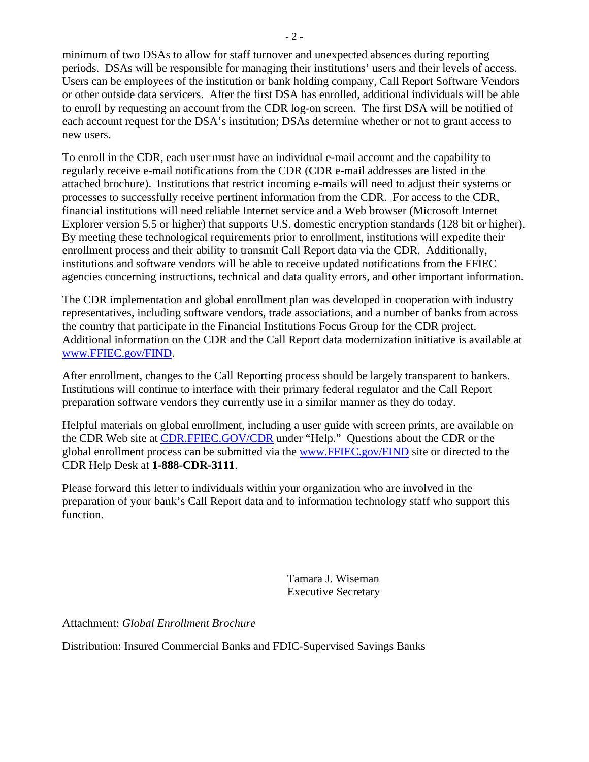minimum of two DSAs to allow for staff turnover and unexpected absences during reporting periods. DSAs will be responsible for managing their institutions' users and their levels of access. Users can be employees of the institution or bank holding company, Call Report Software Vendors or other outside data servicers. After the first DSA has enrolled, additional individuals will be able to enroll by requesting an account from the CDR log-on screen. The first DSA will be notified of each account request for the DSA's institution; DSAs determine whether or not to grant access to new users.

To enroll in the CDR, each user must have an individual e-mail account and the capability to regularly receive e-mail notifications from the CDR (CDR e-mail addresses are listed in the attached brochure). Institutions that restrict incoming e-mails will need to adjust their systems or processes to successfully receive pertinent information from the CDR. For access to the CDR, financial institutions will need reliable Internet service and a Web browser (Microsoft Internet Explorer version 5.5 or higher) that supports U.S. domestic encryption standards (128 bit or higher). By meeting these technological requirements prior to enrollment, institutions will expedite their enrollment process and their ability to transmit Call Report data via the CDR. Additionally, institutions and software vendors will be able to receive updated notifications from the FFIEC agencies concerning instructions, technical and data quality errors, and other important information.

The CDR implementation and global enrollment plan was developed in cooperation with industry representatives, including software vendors, trade associations, and a number of banks from across the country that participate in the Financial Institutions Focus Group for the CDR project. Additional information on the CDR and the Call Report data modernization initiative is available at www.FFIEC.gov/FIND.

After enrollment, changes to the Call Reporting process should be largely transparent to bankers. Institutions will continue to interface with their primary federal regulator and the Call Report preparation software vendors they currently use in a similar manner as they do today.

Helpful materials on global enrollment, including a user guide with screen prints, are available on the CDR Web site at CDR.FFIEC.GOV/CDR under "Help." Questions about the CDR or the global enrollment process can be submitted via the www.FFIEC.gov/FIND site or directed to the CDR Help Desk at **1-888-CDR-3111**.

Please forward this letter to individuals within your organization who are involved in the preparation of your bank's Call Report data and to information technology staff who support this function.

Tamara J. Wiseman
Executive Secretary

Attachment: *Global Enrollment Brochure*

Distribution: Insured Commercial Banks and FDIC-Supervised Savings Banks